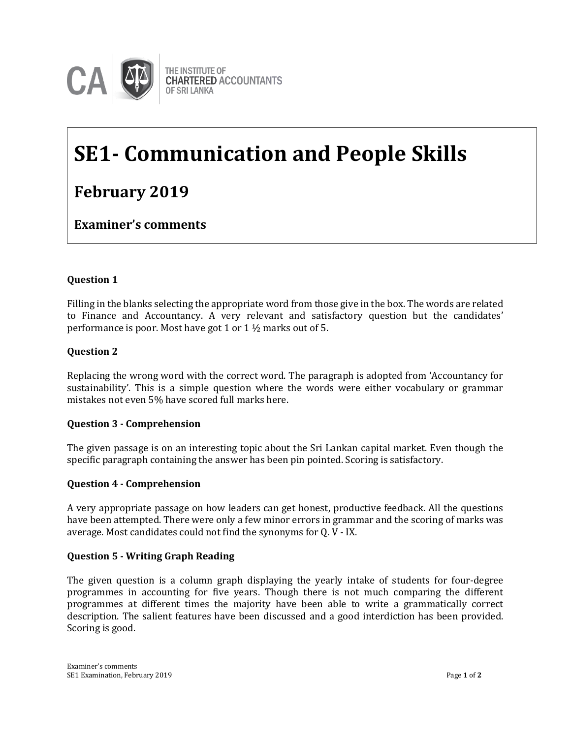THE INSTITUTE OF CHARTERED ACCOUNTANTS OF SRI LANKA

# SE1- Communication and People Skills

## February 2019

### Examiner's comments

**Question 1**

Filling in the blanks selecting the appropriate word from those give in the box. The words are related to Finance and Accountancy. A very relevant and satisfactory question but the candidates' performance is poor. Most have got 1 or 1 ½ marks out of 5.

**Question 2**

Replacing the wrong word with the correct word. The paragraph is adopted from 'Accountancy for sustainability'. This is a simple question where the words were either vocabulary or grammar mistakes not even 5% have scored full marks here.

**Question 3 - Comprehension**

The given passage is on an interesting topic about the Sri Lankan capital market. Even though the specific paragraph containing the answer has been pin pointed. Scoring is satisfactory.

**Question 4 - Comprehension**

A very appropriate passage on how leaders can get honest, productive feedback. All the questions have been attempted. There were only a few minor errors in grammar and the scoring of marks was average. Most candidates could not find the synonyms for Q. V - IX.

**Question 5 - Writing Graph Reading**

The given question is a column graph displaying the yearly intake of students for four-degree programmes in accounting for five years. Though there is not much comparing the different programmes at different times the majority have been able to write a grammatically correct description. The salient features have been discussed and a good interdiction has been provided. Scoring is good.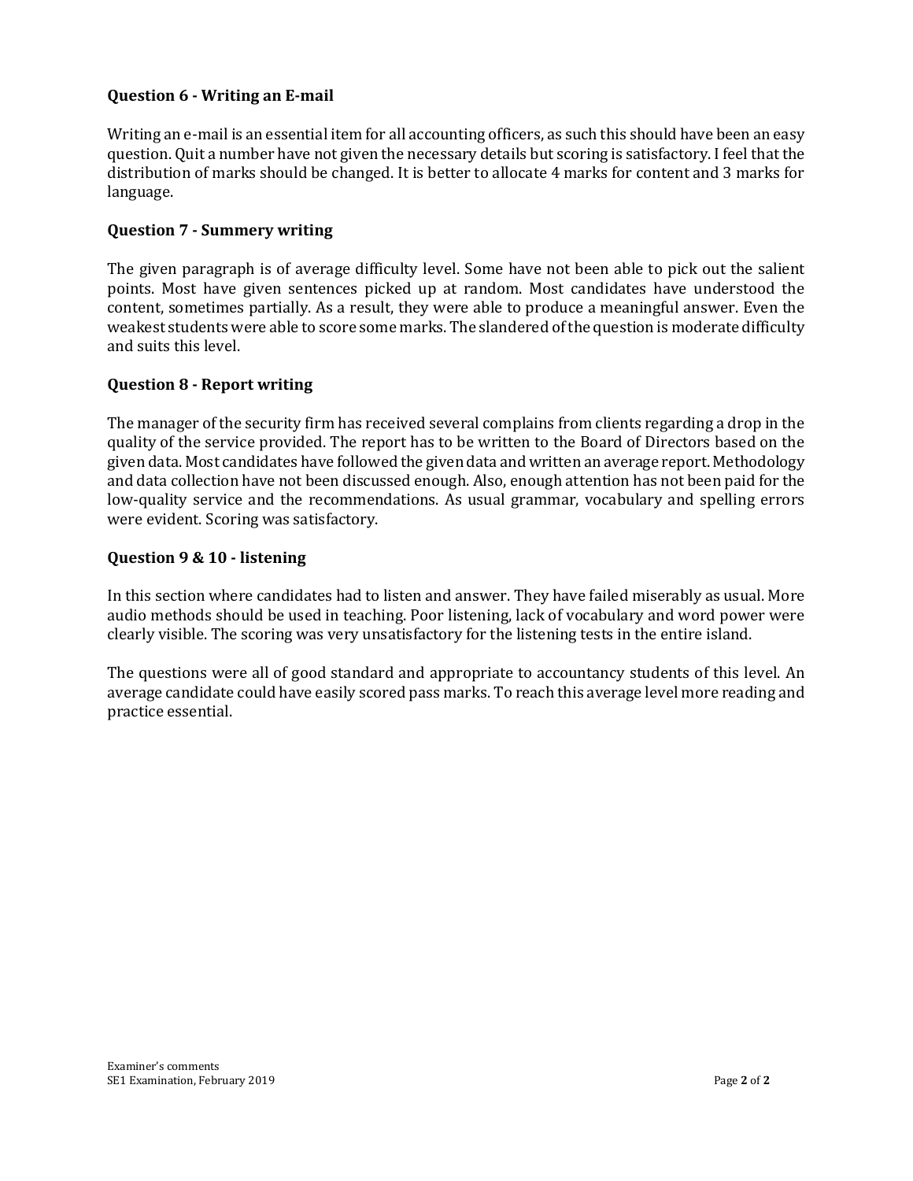**Question 6 - Writing an E-mail**

Writing an e-mail is an essential item for all accounting officers, as such this should have been an easy question. Quit a number have not given the necessary details but scoring is satisfactory. I feel that the distribution of marks should be changed. It is better to allocate 4 marks for content and 3 marks for language.

**Question 7 - Summery writing**

The given paragraph is of average difficulty level. Some have not been able to pick out the salient points. Most have given sentences picked up at random. Most candidates have understood the content, sometimes partially. As a result, they were able to produce a meaningful answer. Even the weakest students were able to score some marks. The slandered of the question is moderate difficulty and suits this level.

**Question 8 - Report writing**

The manager of the security firm has received several complains from clients regarding a drop in the quality of the service provided. The report has to be written to the Board of Directors based on the given data. Most candidates have followed the given data and written an average report. Methodology and data collection have not been discussed enough. Also, enough attention has not been paid for the low-quality service and the recommendations. As usual grammar, vocabulary and spelling errors were evident. Scoring was satisfactory.

**Question 9 & 10 - listening**

In this section where candidates had to listen and answer. They have failed miserably as usual. More audio methods should be used in teaching. Poor listening, lack of vocabulary and word power were clearly visible. The scoring was very unsatisfactory for the listening tests in the entire island.

The questions were all of good standard and appropriate to accountancy students of this level. An average candidate could have easily scored pass marks. To reach this average level more reading and practice essential.